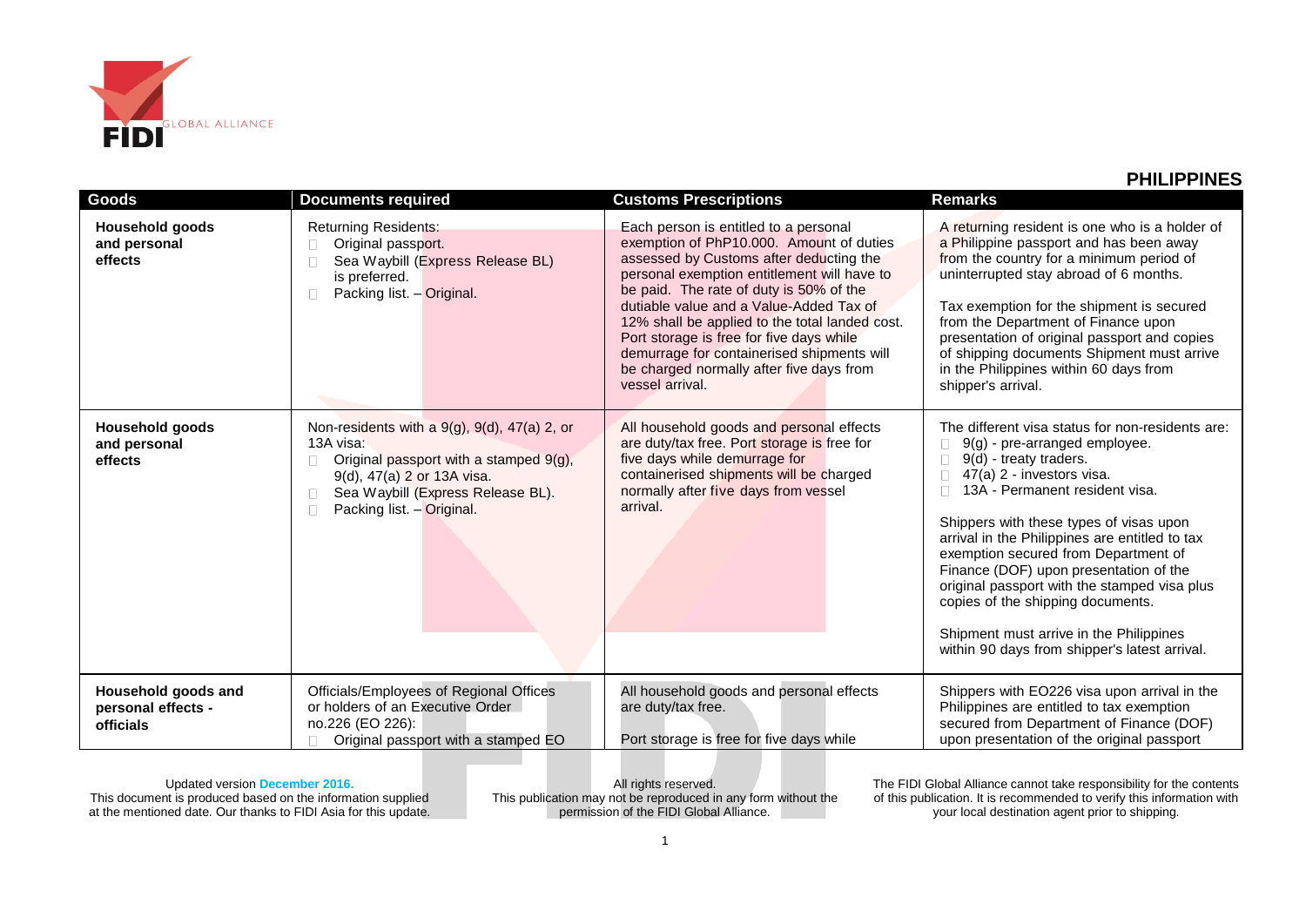## PHILIPPINES

| Goods | Documents required | Customs Prescriptions | Remarks |
|---|---|---|---|
| **Household goods and personal effects** | Returning Residents:<br>- Original passport.<br>- Sea Waybill (Express Release BL) is preferred.<br>- Packing list. – Original. | Each person is entitled to a personal exemption of PhP10.000. Amount of duties assessed by Customs after deducting the personal exemption entitlement will have to be paid. The rate of duty is 50% of the dutiable value and a Value-Added Tax of 12% shall be applied to the total landed cost. Port storage is free for five days while demurrage for containerised shipments will be charged normally after five days from vessel arrival. | A returning resident is one who is a holder of a Philippine passport and has been away from the country for a minimum period of uninterrupted stay abroad of 6 months.<br><br>Tax exemption for the shipment is secured from the Department of Finance upon presentation of original passport and copies of shipping documents Shipment must arrive in the Philippines within 60 days from shipper's arrival. |
| **Household goods and personal effects** | Non-residents with a 9(g), 9(d), 47(a) 2, or 13A visa:<br>- Original passport with a stamped 9(g), 9(d), 47(a) 2 or 13A visa.<br>- Sea Waybill (Express Release BL).<br>- Packing list. – Original. | All household goods and personal effects are duty/tax free. Port storage is free for five days while demurrage for containerised shipments will be charged normally after five days from vessel arrival. | The different visa status for non-residents are:<br>- 9(g) - pre-arranged employee.<br>- 9(d) - treaty traders.<br>- 47(a) 2 - investors visa.<br>- 13A - Permanent resident visa.<br><br>Shippers with these types of visas upon arrival in the Philippines are entitled to tax exemption secured from Department of Finance (DOF) upon presentation of the original passport with the stamped visa plus copies of the shipping documents.<br><br>Shipment must arrive in the Philippines within 90 days from shipper's latest arrival. |
| **Household goods and personal effects - officials** | Officials/Employees of Regional Offices or holders of an Executive Order no.226 (EO 226):<br>- Original passport with a stamped EO | All household goods and personal effects are duty/tax free.<br><br>Port storage is free for five days while | Shippers with EO226 visa upon arrival in the Philippines are entitled to tax exemption secured from Department of Finance (DOF) upon presentation of the original passport |

Updated version **December 2016.**
This document is produced based on the information supplied at the mentioned date. Our thanks to FIDI Asia for this update.

All rights reserved.
This publication may not be reproduced in any form without the permission of the FIDI Global Alliance.

The FIDI Global Alliance cannot take responsibility for the contents of this publication. It is recommended to verify this information with your local destination agent prior to shipping.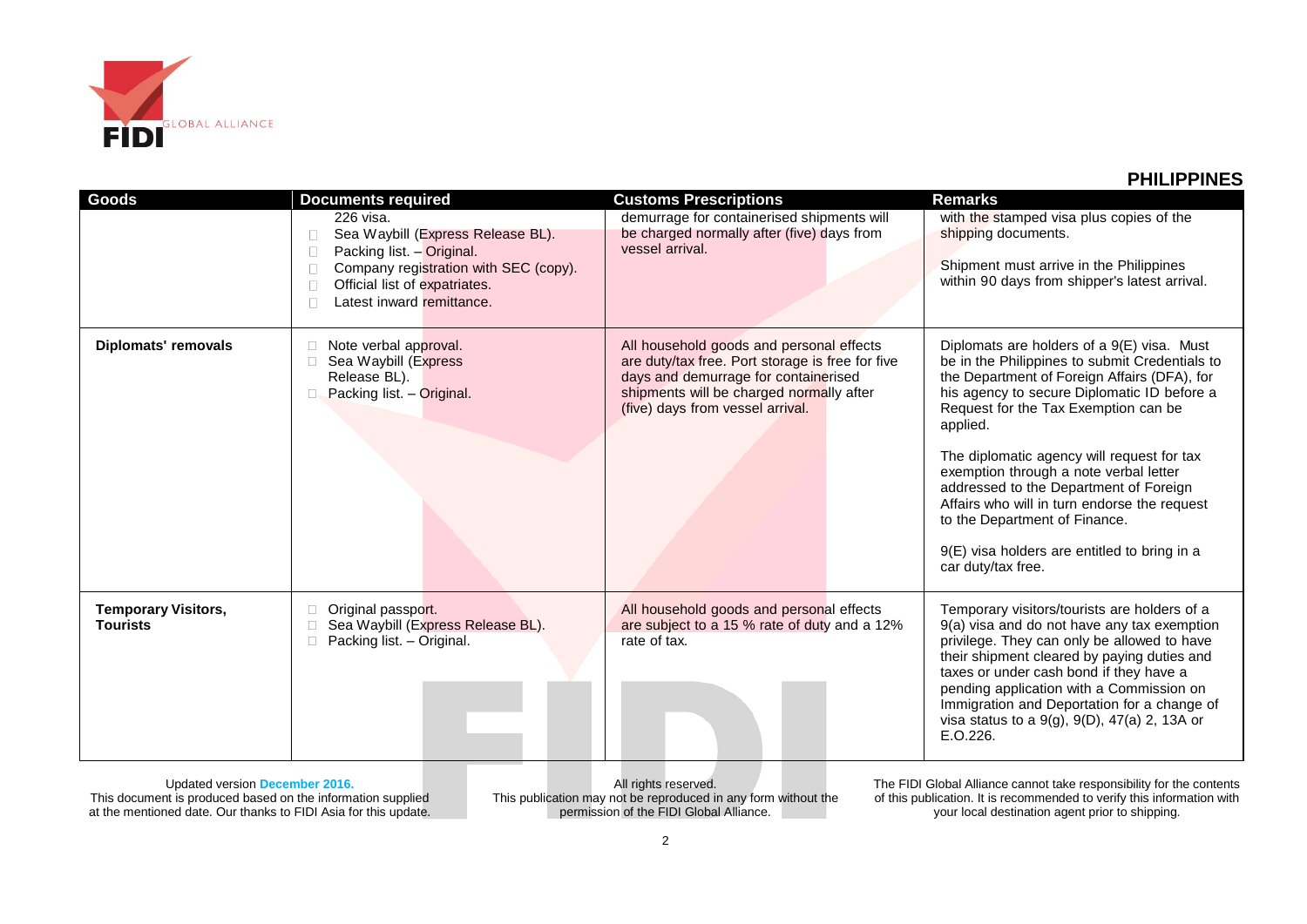## PHILIPPINES

| Goods | Documents required | Customs Prescriptions | Remarks |
|---|---|---|---|
| | 226 visa.<br>- Sea Waybill (Express Release BL).<br>- Packing list. – Original.<br>- Company registration with SEC (copy).<br>- Official list of expatriates.<br>- Latest inward remittance. | demurrage for containerised shipments will be charged normally after (five) days from vessel arrival. | with the stamped visa plus copies of the shipping documents.<br><br>Shipment must arrive in the Philippines within 90 days from shipper's latest arrival. |
| **Diplomats' removals** | - Note verbal approval.<br>- Sea Waybill (Express Release BL).<br>- Packing list. – Original. | All household goods and personal effects are duty/tax free. Port storage is free for five days and demurrage for containerised shipments will be charged normally after (five) days from vessel arrival. | Diplomats are holders of a 9(E) visa. Must be in the Philippines to submit Credentials to the Department of Foreign Affairs (DFA), for his agency to secure Diplomatic ID before a Request for the Tax Exemption can be applied.<br><br>The diplomatic agency will request for tax exemption through a note verbal letter addressed to the Department of Foreign Affairs who will in turn endorse the request to the Department of Finance.<br><br>9(E) visa holders are entitled to bring in a car duty/tax free. |
| **Temporary Visitors, Tourists** | - Original passport.<br>- Sea Waybill (Express Release BL).<br>- Packing list. – Original. | All household goods and personal effects are subject to a 15 % rate of duty and a 12% rate of tax. | Temporary visitors/tourists are holders of a 9(a) visa and do not have any tax exemption privilege. They can only be allowed to have their shipment cleared by paying duties and taxes or under cash bond if they have a pending application with a Commission on Immigration and Deportation for a change of visa status to a 9(g), 9(D), 47(a) 2, 13A or E.O.226. |

Updated version **December 2016.**
This document is produced based on the information supplied at the mentioned date. Our thanks to FIDI Asia for this update.

All rights reserved.
This publication may not be reproduced in any form without the permission of the FIDI Global Alliance.

The FIDI Global Alliance cannot take responsibility for the contents of this publication. It is recommended to verify this information with your local destination agent prior to shipping.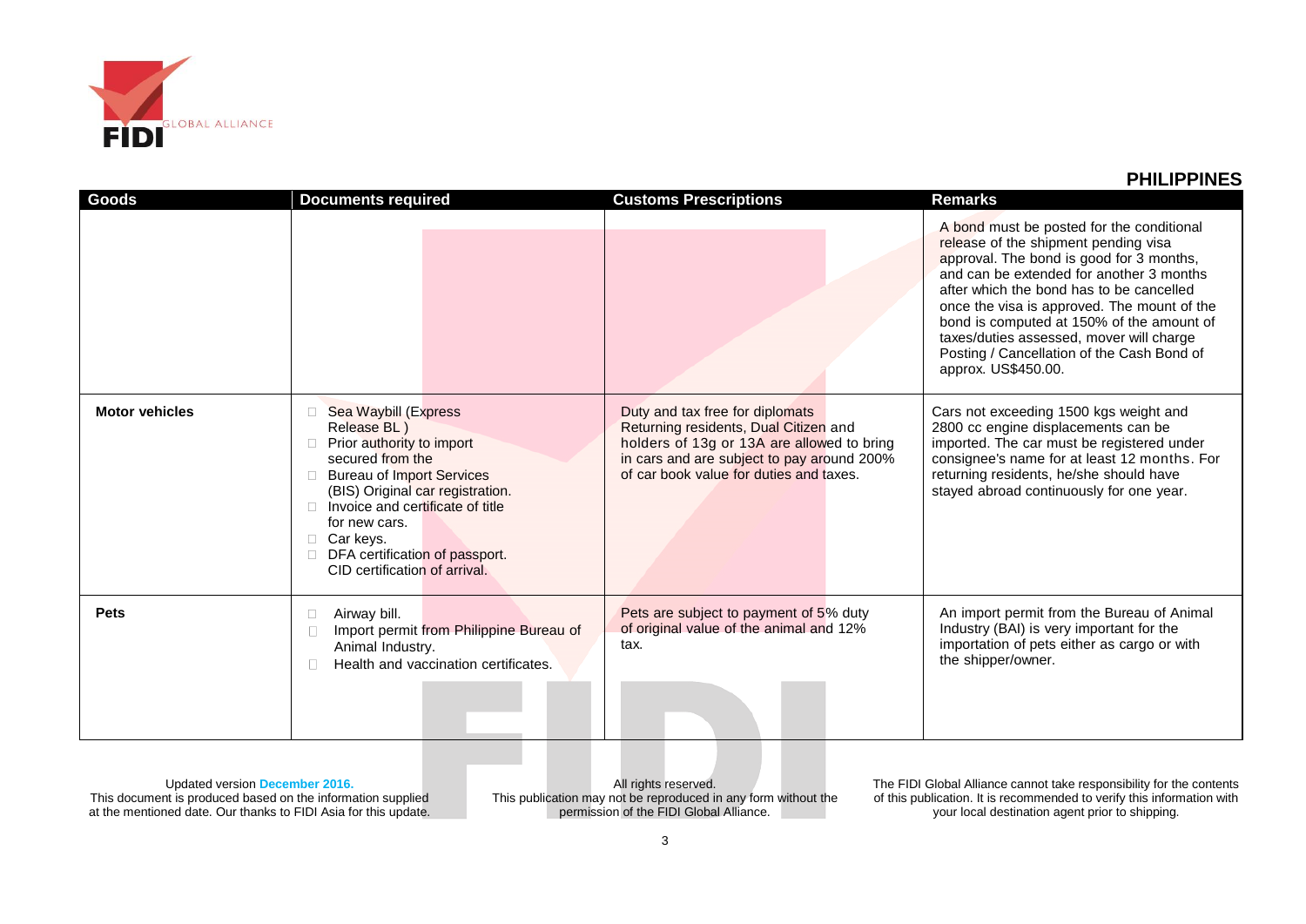## PHILIPPINES

| Goods | Documents required | Customs Prescriptions | Remarks |
|---|---|---|---|
| | | | A bond must be posted for the conditional release of the shipment pending visa approval. The bond is good for 3 months, and can be extended for another 3 months after which the bond has to be cancelled once the visa is approved. The mount of the bond is computed at 150% of the amount of taxes/duties assessed, mover will charge Posting / Cancellation of the Cash Bond of approx. US$450.00. |
| **Motor vehicles** | • Sea Waybill (Express Release BL )<br>• Prior authority to import secured from the<br>• Bureau of Import Services (BIS) Original car registration.<br>• Invoice and certificate of title for new cars.<br>• Car keys.<br>• DFA certification of passport. CID certification of arrival. | Duty and tax free for diplomats Returning residents, Dual Citizen and holders of 13g or 13A are allowed to bring in cars and are subject to pay around 200% of car book value for duties and taxes. | Cars not exceeding 1500 kgs weight and 2800 cc engine displacements can be imported. The car must be registered under consignee's name for at least 12 months. For returning residents, he/she should have stayed abroad continuously for one year. |
| **Pets** | • Airway bill.<br>• Import permit from Philippine Bureau of Animal Industry.<br>• Health and vaccination certificates. | Pets are subject to payment of 5% duty of original value of the animal and 12% tax. | An import permit from the Bureau of Animal Industry (BAI) is very important for the importation of pets either as cargo or with the shipper/owner. |

Updated version December 2016.
This document is produced based on the information supplied at the mentioned date. Our thanks to FIDI Asia for this update.

All rights reserved.
This publication may not be reproduced in any form without the permission of the FIDI Global Alliance.

The FIDI Global Alliance cannot take responsibility for the contents of this publication. It is recommended to verify this information with your local destination agent prior to shipping.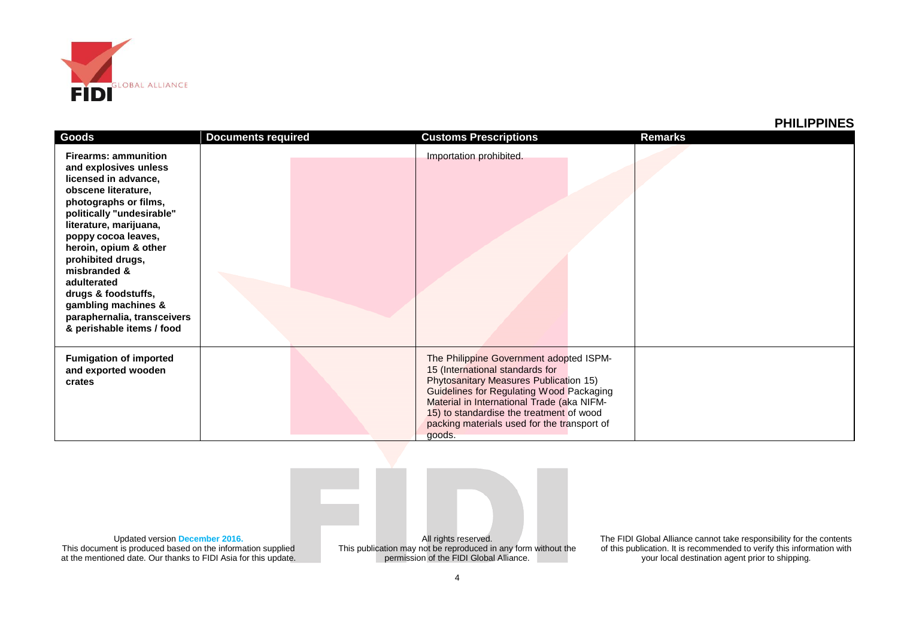## PHILIPPINES

| Goods | Documents required | Customs Prescriptions | Remarks |
|---|---|---|---|
| **Firearms: ammunition and explosives unless licensed in advance, obscene literature, photographs or films, politically "undesirable" literature, marijuana, poppy cocoa leaves, heroin, opium & other prohibited drugs, misbranded & adulterated drugs & foodstuffs, gambling machines & paraphernalia, transceivers & perishable items / food** | | Importation prohibited. | |
| **Fumigation of imported and exported wooden crates** | | The Philippine Government adopted ISPM-15 (International standards for Phytosanitary Measures Publication 15) Guidelines for Regulating Wood Packaging Material in International Trade (aka NIFM-15) to standardise the treatment of wood packing materials used for the transport of goods. | |

Updated version **December 2016.**
This document is produced based on the information supplied at the mentioned date. Our thanks to FIDI Asia for this update.

All rights reserved.
This publication may not be reproduced in any form without the permission of the FIDI Global Alliance.

The FIDI Global Alliance cannot take responsibility for the contents of this publication. It is recommended to verify this information with your local destination agent prior to shipping.